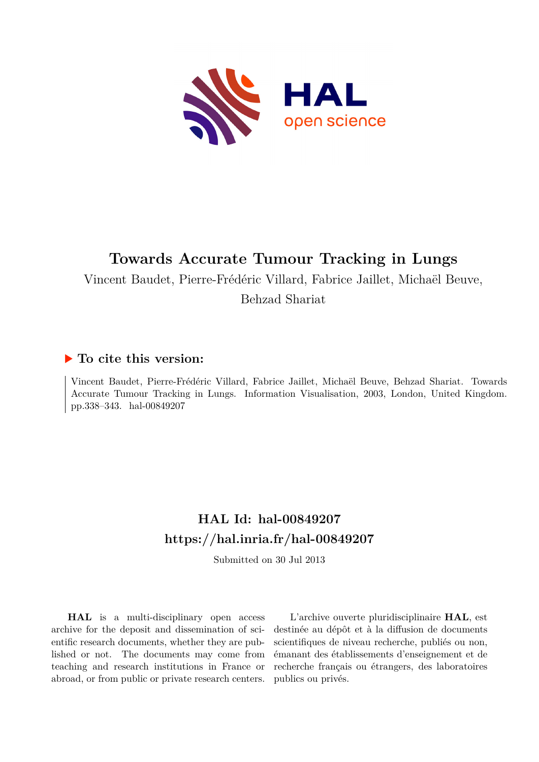# Towards Accurate Tumour Tracking in Lungs

Vincent Baudet, Pierre-Frédéric Villard, Fabrice Jaillet, Michaël Beuve, Behzad Shariat

## ▶ To cite this version:

Vincent Baudet, Pierre-Frédéric Villard, Fabrice Jaillet, Michaël Beuve, Behzad Shariat. Towards Accurate Tumour Tracking in Lungs. Information Visualisation, 2003, London, United Kingdom. pp.338–343. hal-00849207

## HAL Id: hal-00849207
## https://hal.inria.fr/hal-00849207

Submitted on 30 Jul 2013

**HAL** is a multi-disciplinary open access archive for the deposit and dissemination of scientific research documents, whether they are published or not. The documents may come from teaching and research institutions in France or abroad, or from public or private research centers.

L'archive ouverte pluridisciplinaire **HAL**, est destinée au dépôt et à la diffusion de documents scientifiques de niveau recherche, publiés ou non, émanant des établissements d'enseignement et de recherche français ou étrangers, des laboratoires publics ou privés.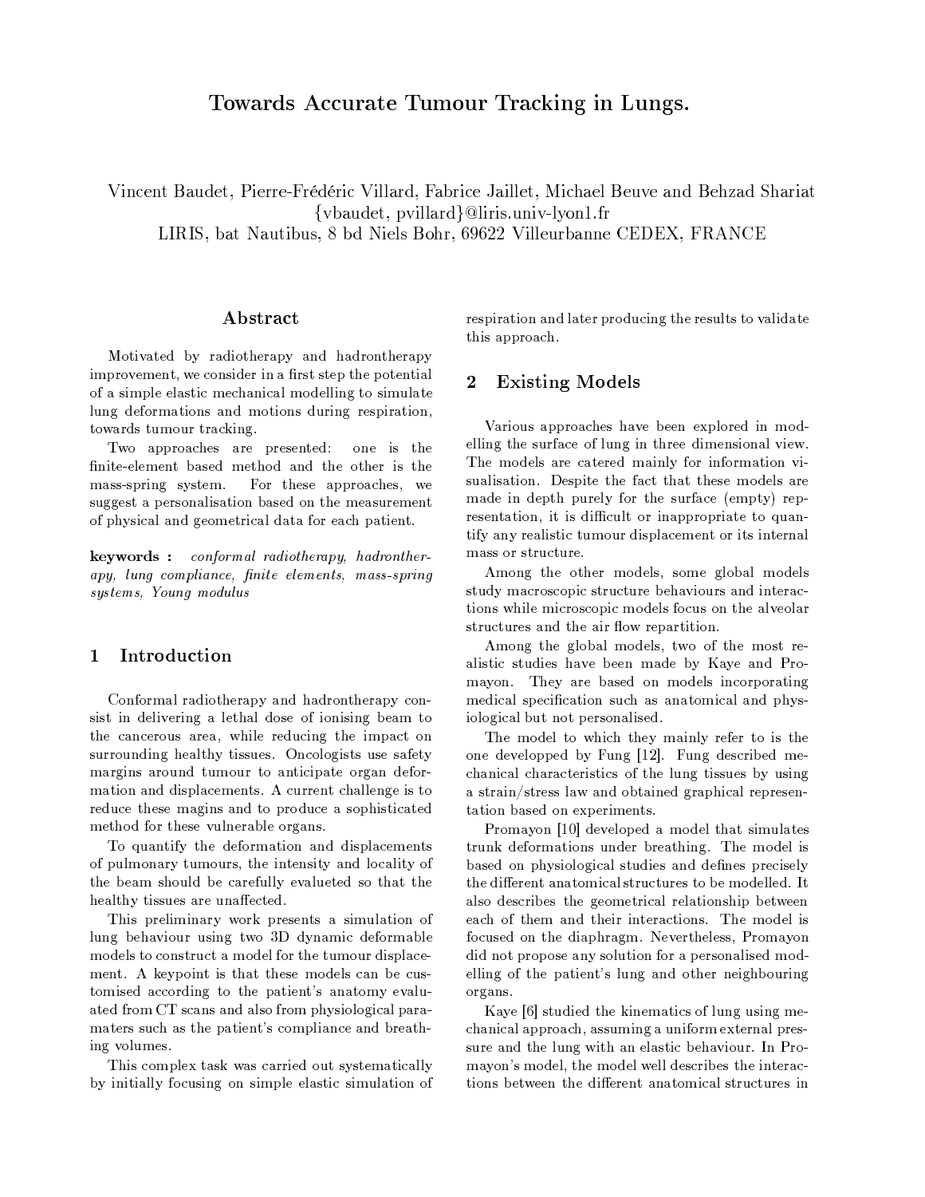// Towards Accurate Tumour Tracking in Lungs.

Vincent Baudet, Pierre-Frédéric Villard, Fabrice Jaillet, Michael Beuve and Behzad Shariat
{vbaudet, pvillard}@liris.univ-lyon1.fr
LIRIS, bat Nautibus, 8 bd Niels Bohr, 69622 Villeurbanne CEDEX, FRANCE

## Abstract

Motivated by radiotherapy and hadrontherapy improvement, we consider in a first step the potential of a simple elastic mechanical modelling to simulate lung deformations and motions during respiration, towards tumour tracking.

Two approaches are presented: one is the finite-element based method and the other is the mass-spring system. For these approaches, we suggest a personalisation based on the measurement of physical and geometrical data for each patient.

**keywords :** *conformal radiotherapy, hadrontherapy, lung compliance, finite elements, mass-spring systems, Young modulus*

## 1 Introduction

Conformal radiotherapy and hadrontherapy consist in delivering a lethal dose of ionising beam to the cancerous area, while reducing the impact on surrounding healthy tissues. Oncologists use safety margins around tumour to anticipate organ deformation and displacements. A current challenge is to reduce these magins and to produce a sophisticated method for these vulnerable organs.

To quantify the deformation and displacements of pulmonary tumours, the intensity and locality of the beam should be carefully evalueted so that the healthy tissues are unaffected.

This preliminary work presents a simulation of lung behaviour using two 3D dynamic deformable models to construct a model for the tumour displacement. A keypoint is that these models can be customised according to the patient's anatomy evaluated from CT scans and also from physiological paramaters such as the patient's compliance and breathing volumes.

This complex task was carried out systematically by initially focusing on simple elastic simulation of respiration and later producing the results to validate this approach.

## 2 Existing Models

Various approaches have been explored in modelling the surface of lung in three dimensional view. The models are catered mainly for information visualisation. Despite the fact that these models are made in depth purely for the surface (empty) representation, it is difficult or inappropriate to quantify any realistic tumour displacement or its internal mass or structure.

Among the other models, some global models study macroscopic structure behaviours and interactions while microscopic models focus on the alveolar structures and the air flow repartition.

Among the global models, two of the most realistic studies have been made by Kaye and Promayon. They are based on models incorporating medical specification such as anatomical and physiological but not personalised.

The model to which they mainly refer to is the one developped by Fung [12]. Fung described mechanical characteristics of the lung tissues by using a strain/stress law and obtained graphical representation based on experiments.

Promayon [10] developed a model that simulates trunk deformations under breathing. The model is based on physiological studies and defines precisely the different anatomical structures to be modelled. It also describes the geometrical relationship between each of them and their interactions. The model is focused on the diaphragm. Nevertheless, Promayon did not propose any solution for a personalised modelling of the patient's lung and other neighbouring organs.

Kaye [6] studied the kinematics of lung using mechanical approach, assuming a uniform external pressure and the lung with an elastic behaviour. In Promayon's model, the model well describes the interactions between the different anatomical structures in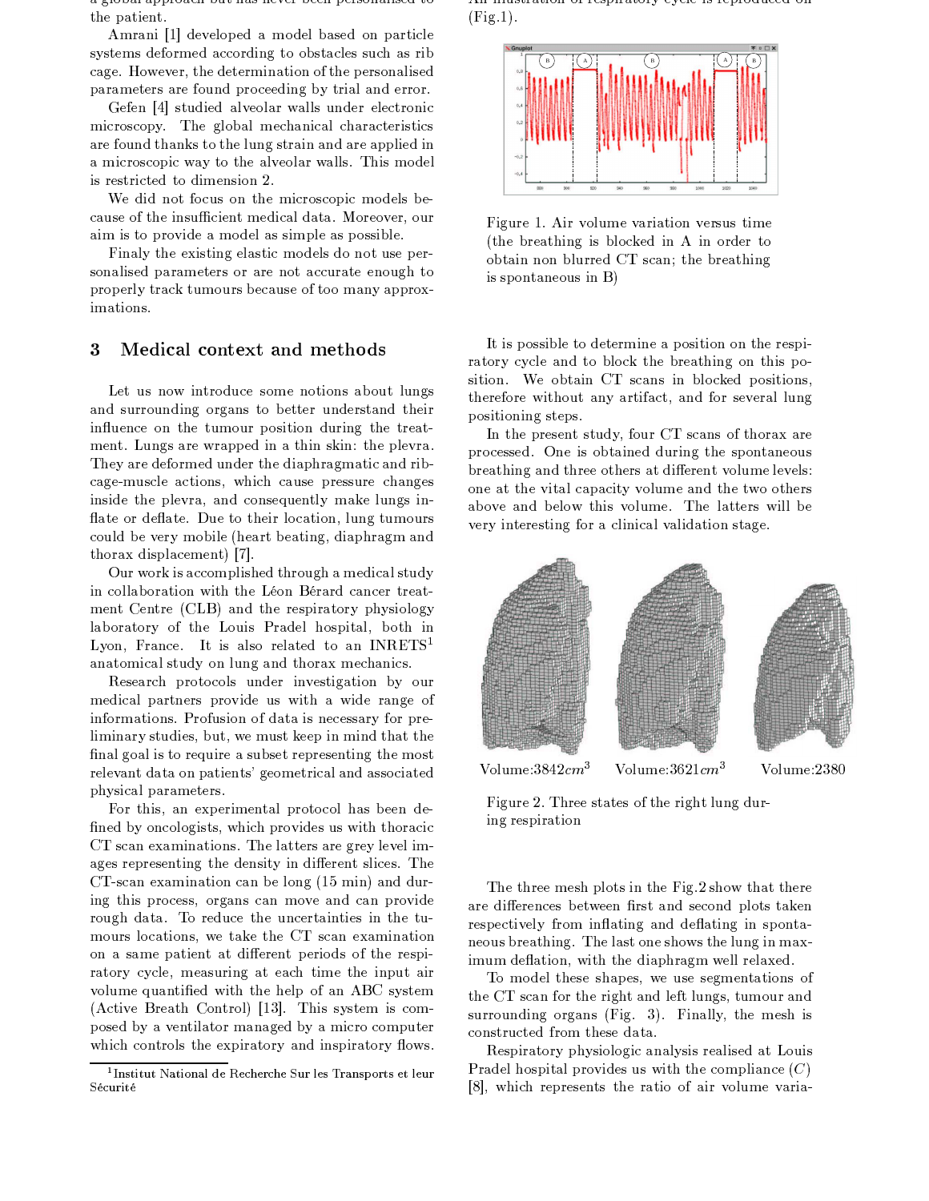the patient.

Amrani [1] developed a model based on particle systems deformed according to obstacles such as rib cage. However, the determination of the personalised parameters are found proceeding by trial and error.

Gefen [4] studied alveolar walls under electronic microscopy. The global mechanical characteristics are found thanks to the lung strain and are applied in a microscopic way to the alveolar walls. This model is restricted to dimension 2.

We did not focus on the microscopic models because of the insufficient medical data. Moreover, our aim is to provide a model as simple as possible.

Finaly the existing elastic models do not use personalised parameters or are not accurate enough to properly track tumours because of too many approximations.

## 3 Medical context and methods

Let us now introduce some notions about lungs and surrounding organs to better understand their influence on the tumour position during the treatment. Lungs are wrapped in a thin skin: the plevra. They are deformed under the diaphragmatic and rib-cage-muscle actions, which cause pressure changes inside the plevra, and consequently make lungs inflate or deflate. Due to their location, lung tumours could be very mobile (heart beating, diaphragm and thorax displacement) [7].

Our work is accomplished through a medical study in collaboration with the Léon Bérard cancer treatment Centre (CLB) and the respiratory physiology laboratory of the Louis Pradel hospital, both in Lyon, France. It is also related to an INRETS[1] anatomical study on lung and thorax mechanics.

Research protocols under investigation by our medical partners provide us with a wide range of informations. Profusion of data is necessary for preliminary studies, but, we must keep in mind that the final goal is to require a subset representing the most relevant data on patients' geometrical and associated physical parameters.

For this, an experimental protocol has been defined by oncologists, which provides us with thoracic CT scan examinations. The latters are grey level images representing the density in different slices. The CT-scan examination can be long (15 min) and during this process, organs can move and can provide rough data. To reduce the uncertainties in the tumours locations, we take the CT scan examination on a same patient at different periods of the respiratory cycle, measuring at each time the input air volume quantified with the help of an ABC system (Active Breath Control) [13]. This system is composed by a ventilator managed by a micro computer which controls the expiratory and inspiratory flows. An illustration of respiratory cycle is reproduced on (Fig.1).

Figure 1. Air volume variation versus time (the breathing is blocked in A in order to obtain non blurred CT scan; the breathing is spontaneous in B)

It is possible to determine a position on the respiratory cycle and to block the breathing on this position. We obtain CT scans in blocked positions, therefore without any artifact, and for several lung positioning steps.

In the present study, four CT scans of thorax are processed. One is obtained during the spontaneous breathing and three others at different volume levels: one at the vital capacity volume and the two others above and below this volume. The latters will be very interesting for a clinical validation stage.

Volume: $3842cm^3$ Volume: $3621cm^3$ Volume: 2380

Figure 2. Three states of the right lung during respiration

The three mesh plots in the Fig.2 show that there are differences between first and second plots taken respectively from inflating and deflating in spontaneous breathing. The last one shows the lung in maximum deflation, with the diaphragm well relaxed.

To model these shapes, we use segmentations of the CT scan for the right and left lungs, tumour and surrounding organs (Fig. 3). Finally, the mesh is constructed from these data.

Respiratory physiologic analysis realised at Louis Pradel hospital provides us with the compliance ($C$) [8], which represents the ratio of air volume varia-

[1] Institut National de Recherche Sur les Transports et leur Sécurité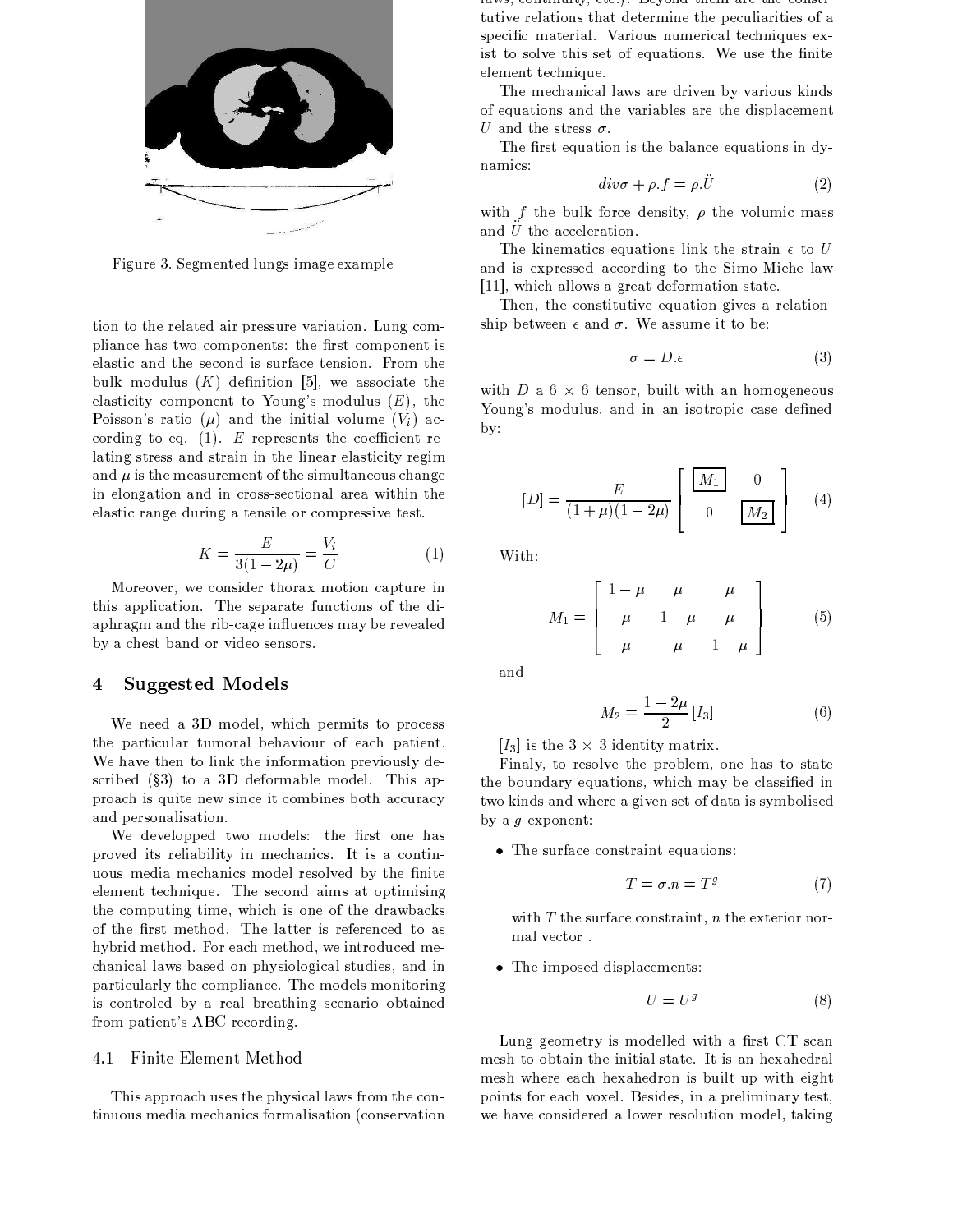Figure 3. Segmented lungs image example

tion to the related air pressure variation. Lung compliance has two components: the first component is elastic and the second is surface tension. From the bulk modulus ($K$) definition [5], we associate the elasticity component to Young's modulus ($E$), the Poisson's ratio ($\mu$) and the initial volume ($V_i$) according to eq. (1). $E$ represents the coefficient relating stress and strain in the linear elasticity regim and $\mu$ is the measurement of the simultaneous change in elongation and in cross-sectional area within the elastic range during a tensile or compressive test.

$$K = \frac{E}{3(1-2\mu)} = \frac{V_i}{C} \tag{1}$$

Moreover, we consider thorax motion capture in this application. The separate functions of the diaphragm and the rib-cage influences may be revealed by a chest band or video sensors.

## 4 Suggested Models

We need a 3D model, which permits to process the particular tumoral behaviour of each patient. We have then to link the information previously described (§3) to a 3D deformable model. This approach is quite new since it combines both accuracy and personalisation.

We developped two models: the first one has proved its reliability in mechanics. It is a continuous media mechanics model resolved by the finite element technique. The second aims at optimising the computing time, which is one of the drawbacks of the first method. The latter is referenced to as hybrid method. For each method, we introduced mechanical laws based on physiological studies, and in particularly the compliance. The models monitoring is controled by a real breathing scenario obtained from patient's ABC recording.

### 4.1 Finite Element Method

This approach uses the physical laws from the continuous media mechanics formalisation (conservation laws, continuity, etc.). Beyond them are the constitutive relations that determine the peculiarities of a specific material. Various numerical techniques exist to solve this set of equations. We use the finite element technique.

The mechanical laws are driven by various kinds of equations and the variables are the displacement $U$ and the stress $\sigma$.

The first equation is the balance equations in dynamics:

$$div\sigma + \rho.f = \rho.\ddot{U} \tag{2}$$

with $f$ the bulk force density, $\rho$ the volumic mass and $\ddot{U}$ the acceleration.

The kinematics equations link the strain $\epsilon$ to $U$ and is expressed according to the Simo-Miehe law [11], which allows a great deformation state.

Then, the constitutive equation gives a relationship between $\epsilon$ and $\sigma$. We assume it to be:

$$\sigma = D.\epsilon \tag{3}$$

with $D$ a $6 \times 6$ tensor, built with an homogeneous Young's modulus, and in an isotropic case defined by:

$$[D] = \frac{E}{(1+\mu)(1-2\mu)} \begin{bmatrix} \boxed{M_1} & 0 \\ 0 & \boxed{M_2} \end{bmatrix} \tag{4}$$

With:

$$M_1 = \begin{bmatrix} 1-\mu & \mu & \mu \\ \mu & 1-\mu & \mu \\ \mu & \mu & 1-\mu \end{bmatrix} \tag{5}$$

and

$$M_2 = \frac{1-2\mu}{2}[I_3] \tag{6}$$

$[I_3]$ is the $3 \times 3$ identity matrix.

Finaly, to resolve the problem, one has to state the boundary equations, which may be classified in two kinds and where a given set of data is symbolised by a $g$ exponent:

- The surface constraint equations:

$$T = \sigma.n = T^g \tag{7}$$

  with $T$ the surface constraint, $n$ the exterior normal vector .

- The imposed displacements:

$$U = U^g \tag{8}$$

Lung geometry is modelled with a first CT scan mesh to obtain the initial state. It is an hexahedral mesh where each hexahedron is built up with eight points for each voxel. Besides, in a preliminary test, we have considered a lower resolution model, taking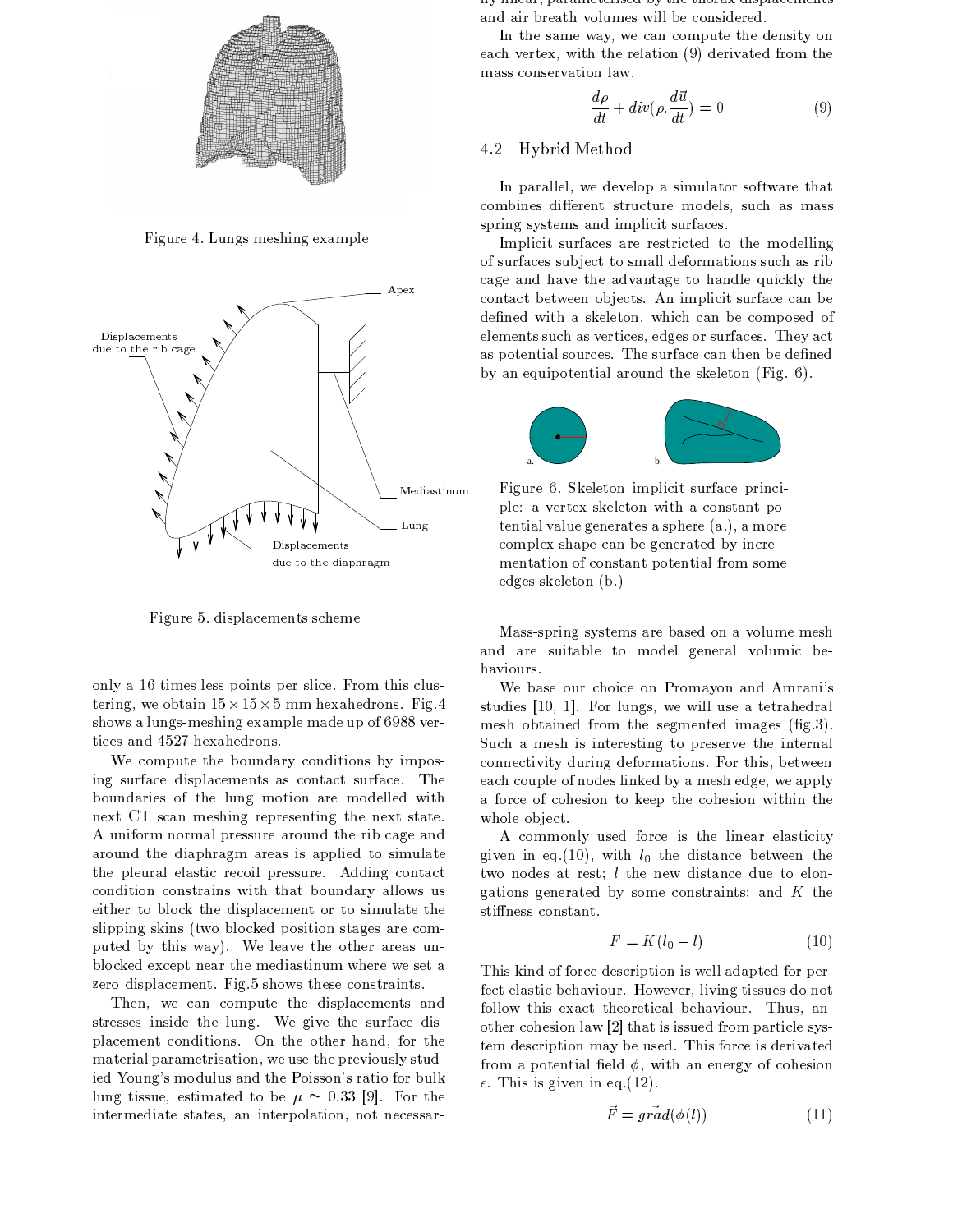Figure 4. Lungs meshing example

Figure 5. displacements scheme

only a 16 times less points per slice. From this clustering, we obtain $15 \times 15 \times 5$ mm hexahedrons. Fig.4 shows a lungs-meshing example made up of 6988 vertices and 4527 hexahedrons.

We compute the boundary conditions by imposing surface displacements as contact surface. The boundaries of the lung motion are modelled with next CT scan meshing representing the next state. A uniform normal pressure around the rib cage and around the diaphragm areas is applied to simulate the pleural elastic recoil pressure. Adding contact condition constrains with that boundary allows us either to block the displacement or to simulate the slipping skins (two blocked position stages are computed by this way). We leave the other areas unblocked except near the mediastinum where we set a zero displacement. Fig.5 shows these constraints.

Then, we can compute the displacements and stresses inside the lung. We give the surface displacement conditions. On the other hand, for the material parametrisation, we use the previously studied Young's modulus and the Poisson's ratio for bulk lung tissue, estimated to be $\mu \simeq 0.33$ [9]. For the intermediate states, an interpolation, not necessarily linear, parameterised by the thorax displacements and air breath volumes will be considered.

In the same way, we can compute the density on each vertex, with the relation (9) derivated from the mass conservation law.

$$\frac{d\rho}{dt} + div(\rho . \frac{d\vec{u}}{dt}) = 0 \tag{9}$$

## 4.2 Hybrid Method

In parallel, we develop a simulator software that combines different structure models, such as mass spring systems and implicit surfaces.

Implicit surfaces are restricted to the modelling of surfaces subject to small deformations such as rib cage and have the advantage to handle quickly the contact between objects. An implicit surface can be defined with a skeleton, which can be composed of elements such as vertices, edges or surfaces. They act as potential sources. The surface can then be defined by an equipotential around the skeleton (Fig. 6).

Figure 6. Skeleton implicit surface principle: a vertex skeleton with a constant potential value generates a sphere (a.), a more complex shape can be generated by incrementation of constant potential from some edges skeleton (b.)

Mass-spring systems are based on a volume mesh and are suitable to model general volumic behaviours.

We base our choice on Promayon and Amrani's studies [10, 1]. For lungs, we will use a tetrahedral mesh obtained from the segmented images (fig.3). Such a mesh is interesting to preserve the internal connectivity during deformations. For this, between each couple of nodes linked by a mesh edge, we apply a force of cohesion to keep the cohesion within the whole object.

A commonly used force is the linear elasticity given in eq.(10), with $l_0$ the distance between the two nodes at rest; $l$ the new distance due to elongations generated by some constraints; and $K$ the stiffness constant.

$$F = K(l_0 - l) \tag{10}$$

This kind of force description is well adapted for perfect elastic behaviour. However, living tissues do not follow this exact theoretical behaviour. Thus, another cohesion law [2] that is issued from particle system description may be used. This force is derivated from a potential field $\phi$, with an energy of cohesion $\epsilon$. This is given in eq.(12).

$$\vec{F} = \vec{grad}(\phi(l)) \tag{11}$$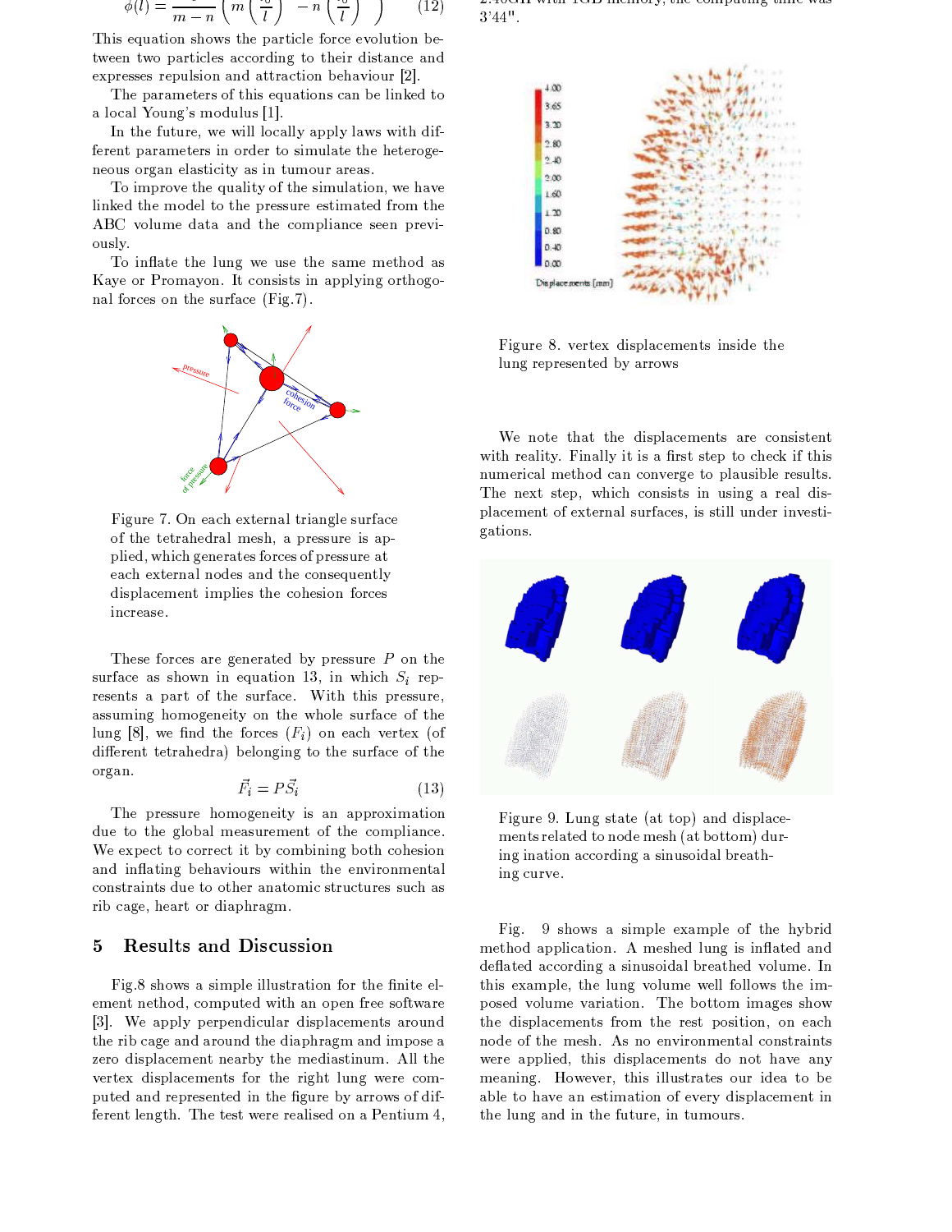$$\phi(l) = \frac{\cdot}{m-n}\left(m\left(\frac{l_0}{l}\right)^{\cdot} - n\left(\frac{l_0}{l}\right)^{\cdot}\right) \quad (12)$$

This equation shows the particle force evolution between two particles according to their distance and expresses repulsion and attraction behaviour [2].

The parameters of this equations can be linked to a local Young's modulus [1].

In the future, we will locally apply laws with different parameters in order to simulate the heterogeneous organ elasticity as in tumour areas.

To improve the quality of the simulation, we have linked the model to the pressure estimated from the ABC volume data and the compliance seen previously.

To inflate the lung we use the same method as Kaye or Promayon. It consists in applying orthogonal forces on the surface (Fig.7).

Figure 7. On each external triangle surface of the tetrahedral mesh, a pressure is applied, which generates forces of pressure at each external nodes and the consequently displacement implies the cohesion forces increase.

These forces are generated by pressure $P$ on the surface as shown in equation 13, in which $S_i$ represents a part of the surface. With this pressure, assuming homogeneity on the whole surface of the lung [8], we find the forces ($F_i$) on each vertex (of different tetrahedra) belonging to the surface of the organ.

$$\vec{F_i} = P\vec{S_i} \quad (13)$$

The pressure homogeneity is an approximation due to the global measurement of the compliance. We expect to correct it by combining both cohesion and inflating behaviours within the environmental constraints due to other anatomic structures such as rib cage, heart or diaphragm.

## 5 Results and Discussion

Fig.8 shows a simple illustration for the finite element nethod, computed with an open free software [3]. We apply perpendicular displacements around the rib cage and around the diaphragm and impose a zero displacement nearby the mediastinum. All the vertex displacements for the right lung were computed and represented in the figure by arrows of different length. The test were realised on a Pentium 4, 2.40GH with 1GB memory, the computing time was 3'44".

Figure 8. vertex displacements inside the lung represented by arrows

We note that the displacements are consistent with reality. Finally it is a first step to check if this numerical method can converge to plausible results. The next step, which consists in using a real displacement of external surfaces, is still under investigations.

Figure 9. Lung state (at top) and displacements related to node mesh (at bottom) during ination according a sinusoidal breathing curve.

Fig. 9 shows a simple example of the hybrid method application. A meshed lung is inflated and deflated according a sinusoidal breathed volume. In this example, the lung volume well follows the imposed volume variation. The bottom images show the displacements from the rest position, on each node of the mesh. As no environmental constraints were applied, this displacements do not have any meaning. However, this illustrates our idea to be able to have an estimation of every displacement in the lung and in the future, in tumours.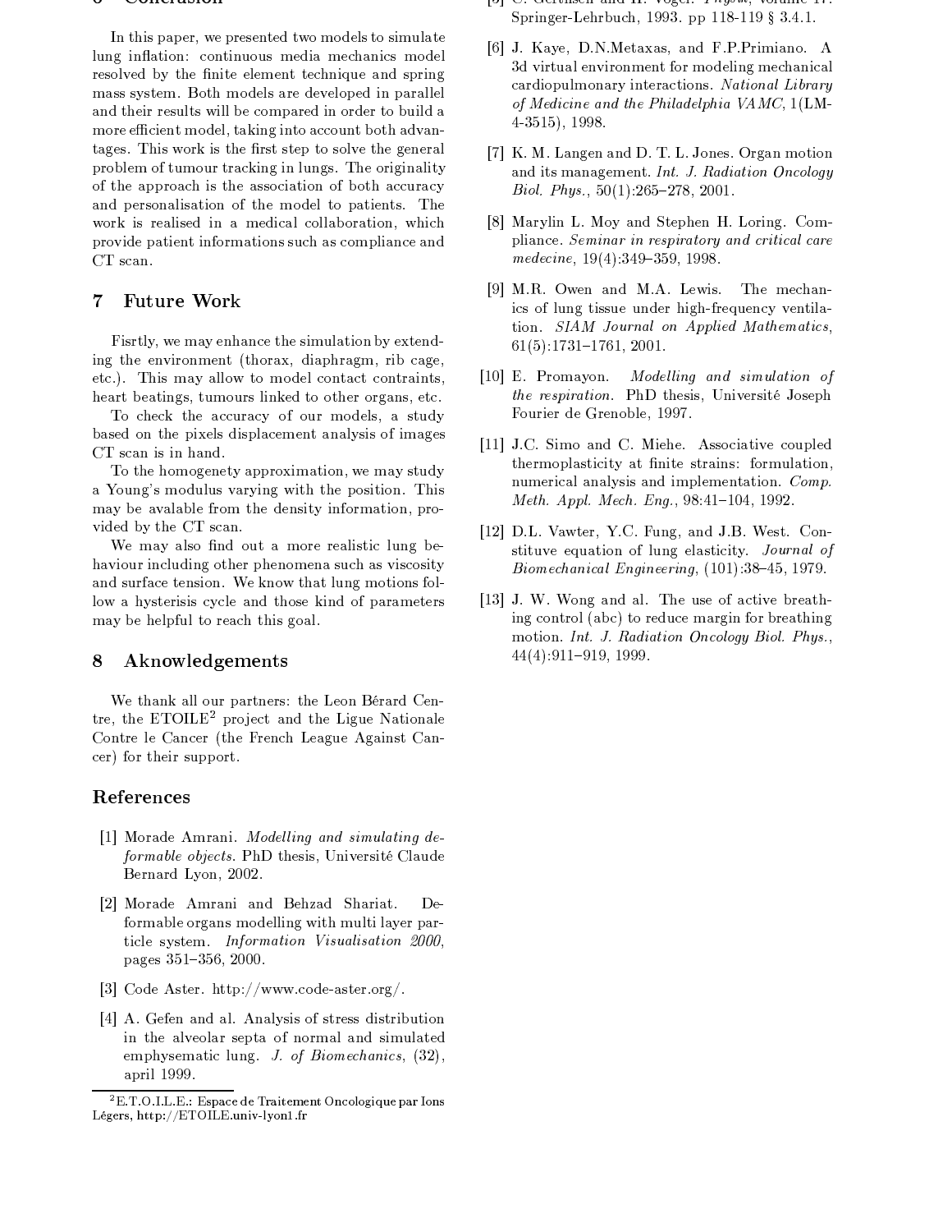## 6 Conclusion

In this paper, we presented two models to simulate lung inflation: continuous media mechanics model resolved by the finite element technique and spring mass system. Both models are developed in parallel and their results will be compared in order to build a more efficient model, taking into account both advantages. This work is the first step to solve the general problem of tumour tracking in lungs. The originality of the approach is the association of both accuracy and personalisation of the model to patients. The work is realised in a medical collaboration, which provide patient informations such as compliance and CT scan.

## 7 Future Work

Fisrtly, we may enhance the simulation by extending the environment (thorax, diaphragm, rib cage, etc.). This may allow to model contact contraints, heart beatings, tumours linked to other organs, etc.

To check the accuracy of our models, a study based on the pixels displacement analysis of images CT scan is in hand.

To the homogenety approximation, we may study a Young's modulus varying with the position. This may be avalable from the density information, provided by the CT scan.

We may also find out a more realistic lung behaviour including other phenomena such as viscosity and surface tension. We know that lung motions follow a hysterisis cycle and those kind of parameters may be helpful to reach this goal.

## 8 Aknowledgements

We thank all our partners: the Leon Bérard Centre, the ETOILE[2] project and the Ligue Nationale Contre le Cancer (the French League Against Cancer) for their support.

## References

[1] Morade Amrani. *Modelling and simulating deformable objects*. PhD thesis, Université Claude Bernard Lyon, 2002.

[2] Morade Amrani and Behzad Shariat. Deformable organs modelling with multi layer particle system. *Information Visualisation 2000*, pages 351–356, 2000.

[3] Code Aster. http://www.code-aster.org/.

[4] A. Gefen and al. Analysis of stress distribution in the alveolar septa of normal and simulated emphysematic lung. *J. of Biomechanics*, (32), april 1999.

[5] C. Gerthsen and H. Vogel. *Physik*, volume 17. Springer-Lehrbuch, 1993. pp 118-119 § 3.4.1.

[6] J. Kaye, D.N.Metaxas, and F.P.Primiano. A 3d virtual environment for modeling mechanical cardiopulmonary interactions. *National Library of Medicine and the Philadelphia VAMC*, 1(LM-4-3515), 1998.

[7] K. M. Langen and D. T. L. Jones. Organ motion and its management. *Int. J. Radiation Oncology Biol. Phys.*, 50(1):265–278, 2001.

[8] Marylin L. Moy and Stephen H. Loring. Compliance. *Seminar in respiratory and critical care medecine*, 19(4):349–359, 1998.

[9] M.R. Owen and M.A. Lewis. The mechanics of lung tissue under high-frequency ventilation. *SIAM Journal on Applied Mathematics*, 61(5):1731–1761, 2001.

[10] E. Promayon. *Modelling and simulation of the respiration*. PhD thesis, Université Joseph Fourier de Grenoble, 1997.

[11] J.C. Simo and C. Miehe. Associative coupled thermoplasticity at finite strains: formulation, numerical analysis and implementation. *Comp. Meth. Appl. Mech. Eng.*, 98:41–104, 1992.

[12] D.L. Vawter, Y.C. Fung, and J.B. West. Constituve equation of lung elasticity. *Journal of Biomechanical Engineering*, (101):38–45, 1979.

[13] J. W. Wong and al. The use of active breathing control (abc) to reduce margin for breathing motion. *Int. J. Radiation Oncology Biol. Phys.*, 44(4):911–919, 1999.

[2] E.T.O.I.L.E.: Espace de Traitement Oncologique par Ions Légers, http://ETOILE.univ-lyon1.fr